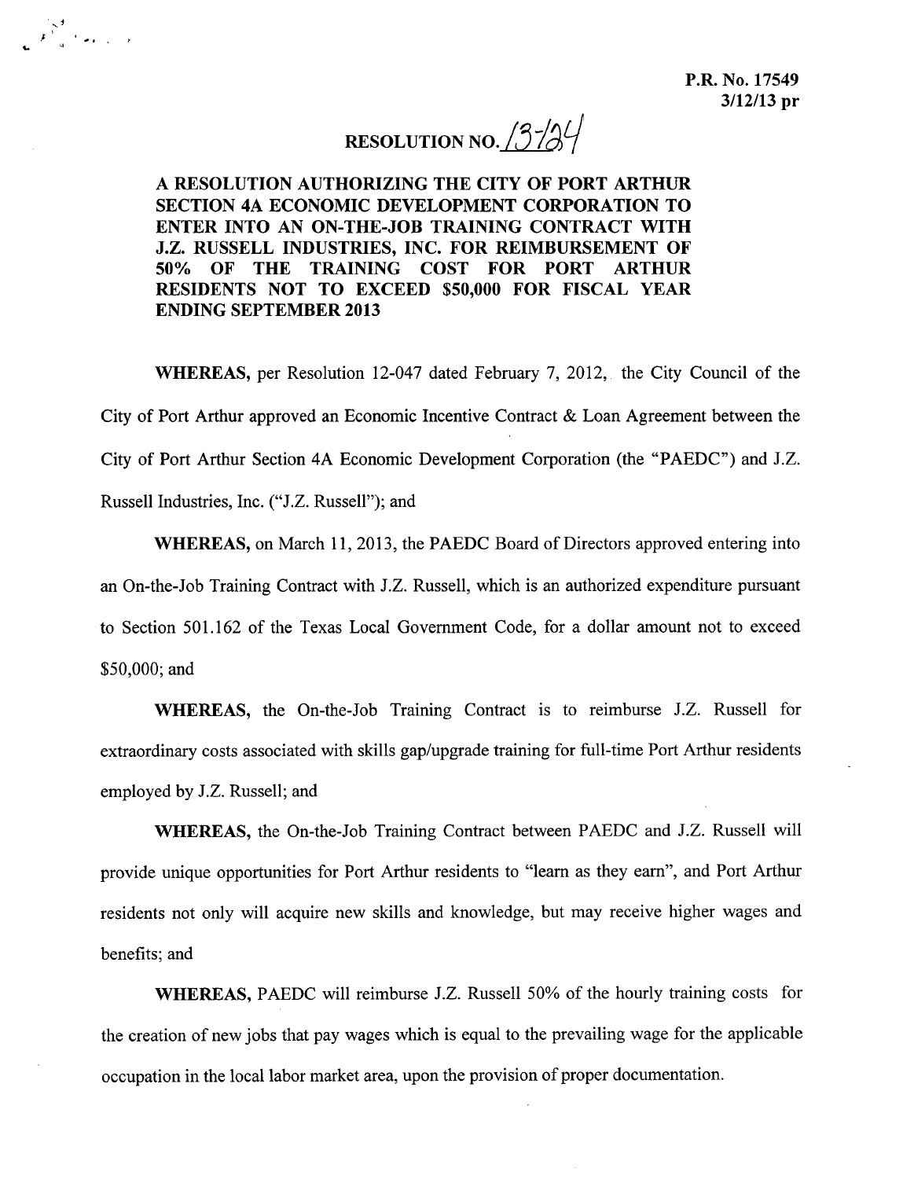P.R. No. 17549
3/12/13 pr

# RESOLUTION NO. 13-124

**A RESOLUTION AUTHORIZING THE CITY OF PORT ARTHUR SECTION 4A ECONOMIC DEVELOPMENT CORPORATION TO ENTER INTO AN ON-THE-JOB TRAINING CONTRACT WITH J.Z. RUSSELL INDUSTRIES, INC. FOR REIMBURSEMENT OF 50% OF THE TRAINING COST FOR PORT ARTHUR RESIDENTS NOT TO EXCEED $50,000 FOR FISCAL YEAR ENDING SEPTEMBER 2013**

**WHEREAS,** per Resolution 12-047 dated February 7, 2012, the City Council of the City of Port Arthur approved an Economic Incentive Contract & Loan Agreement between the City of Port Arthur Section 4A Economic Development Corporation (the "PAEDC") and J.Z. Russell Industries, Inc. ("J.Z. Russell"); and

**WHEREAS,** on March 11, 2013, the PAEDC Board of Directors approved entering into an On-the-Job Training Contract with J.Z. Russell, which is an authorized expenditure pursuant to Section 501.162 of the Texas Local Government Code, for a dollar amount not to exceed $50,000; and

**WHEREAS,** the On-the-Job Training Contract is to reimburse J.Z. Russell for extraordinary costs associated with skills gap/upgrade training for full-time Port Arthur residents employed by J.Z. Russell; and

**WHEREAS,** the On-the-Job Training Contract between PAEDC and J.Z. Russell will provide unique opportunities for Port Arthur residents to "learn as they earn", and Port Arthur residents not only will acquire new skills and knowledge, but may receive higher wages and benefits; and

**WHEREAS,** PAEDC will reimburse J.Z. Russell 50% of the hourly training costs for the creation of new jobs that pay wages which is equal to the prevailing wage for the applicable occupation in the local labor market area, upon the provision of proper documentation.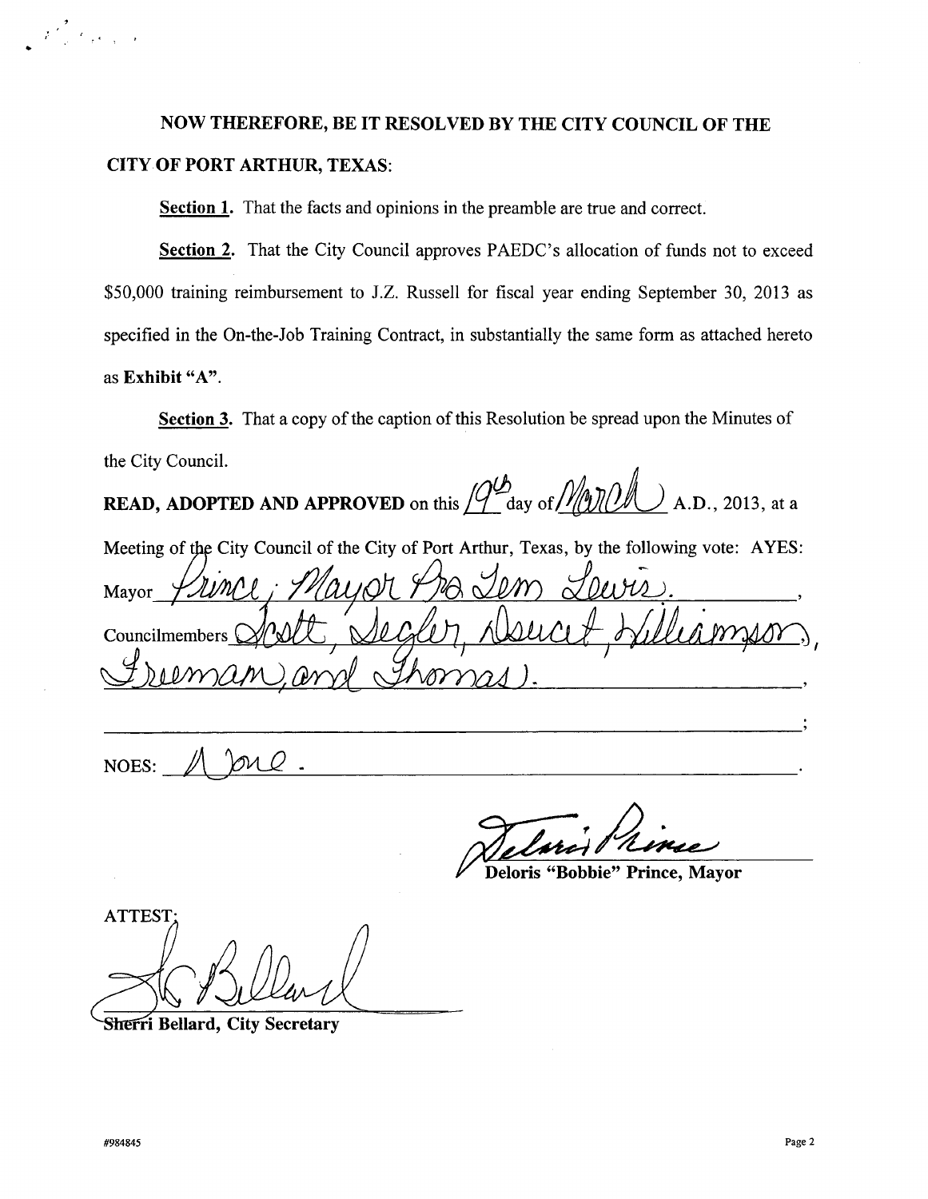**NOW THEREFORE, BE IT RESOLVED BY THE CITY COUNCIL OF THE CITY OF PORT ARTHUR, TEXAS:**

**Section 1.** That the facts and opinions in the preamble are true and correct.

**Section 2.** That the City Council approves PAEDC's allocation of funds not to exceed $50,000 training reimbursement to J.Z. Russell for fiscal year ending September 30, 2013 as specified in the On-the-Job Training Contract, in substantially the same form as attached hereto as **Exhibit "A"**.

**Section 3.** That a copy of the caption of this Resolution be spread upon the Minutes of the City Council.

**READ, ADOPTED AND APPROVED** on this 19th day of March A.D., 2013, at a Meeting of the City Council of the City of Port Arthur, Texas, by the following vote: AYES:

Mayor Prince; Mayor Pro Tem Lewis.,

Councilmembers Scott, Segler, Doucet, Williamson, Freeman, and Thomas).,

;

NOES: None.

Deloris "Bobbie" Prince, Mayor

ATTEST:

Sherri Bellard, City Secretary

#984845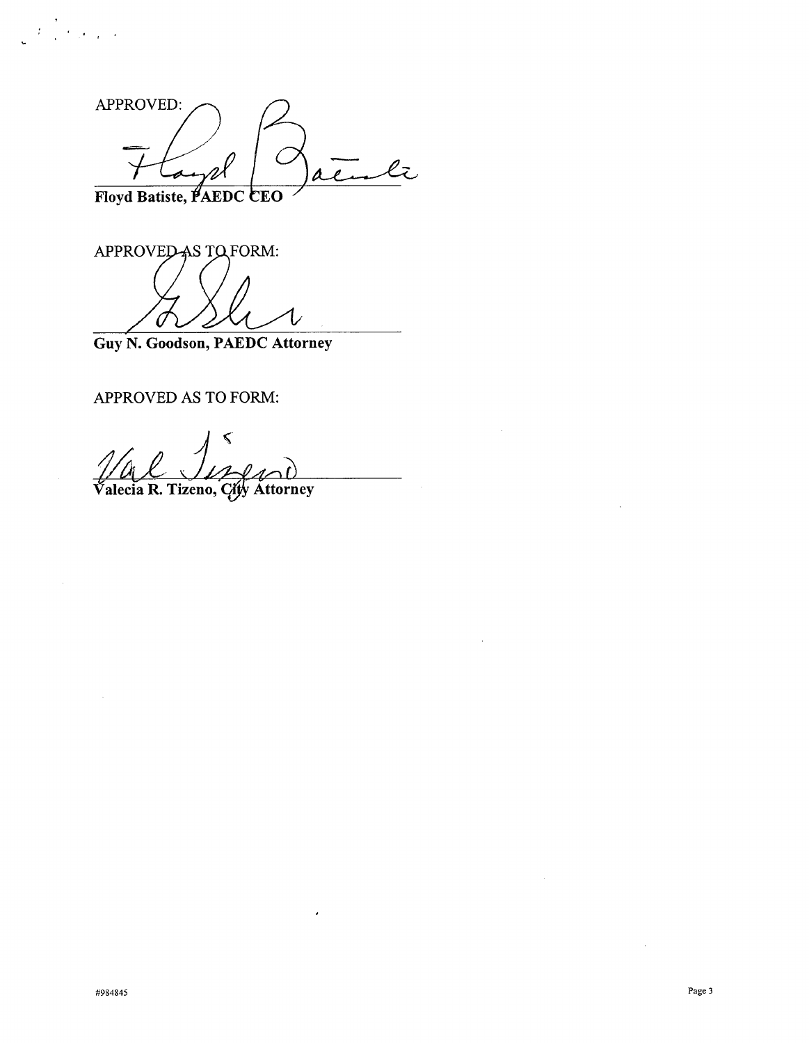APPROVED:

**Floyd Batiste, PAEDC CEO**

APPROVED AS TO FORM:

**Guy N. Goodson, PAEDC Attorney**

APPROVED AS TO FORM:

**Valecia R. Tizeno, City Attorney**

#984845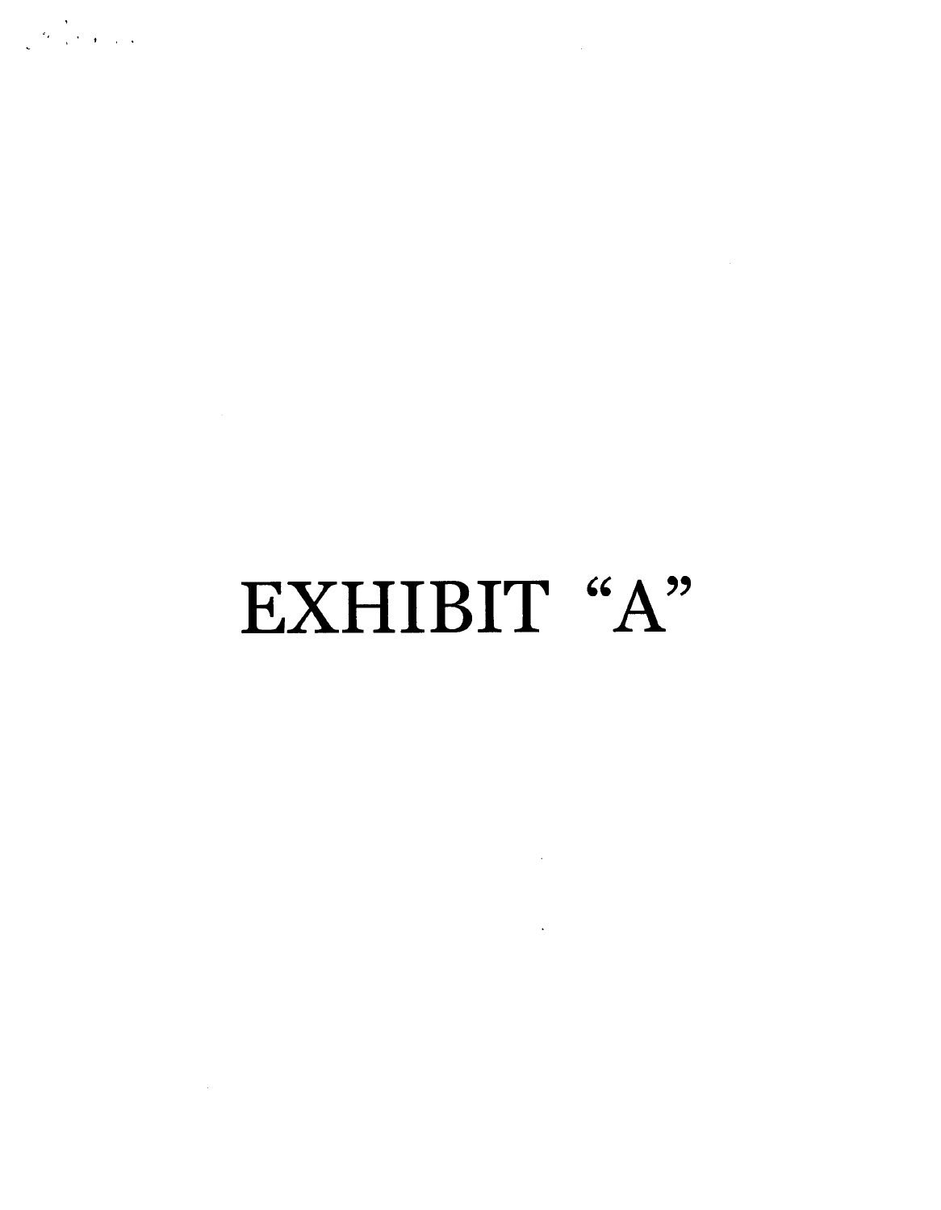# EXHIBIT "A"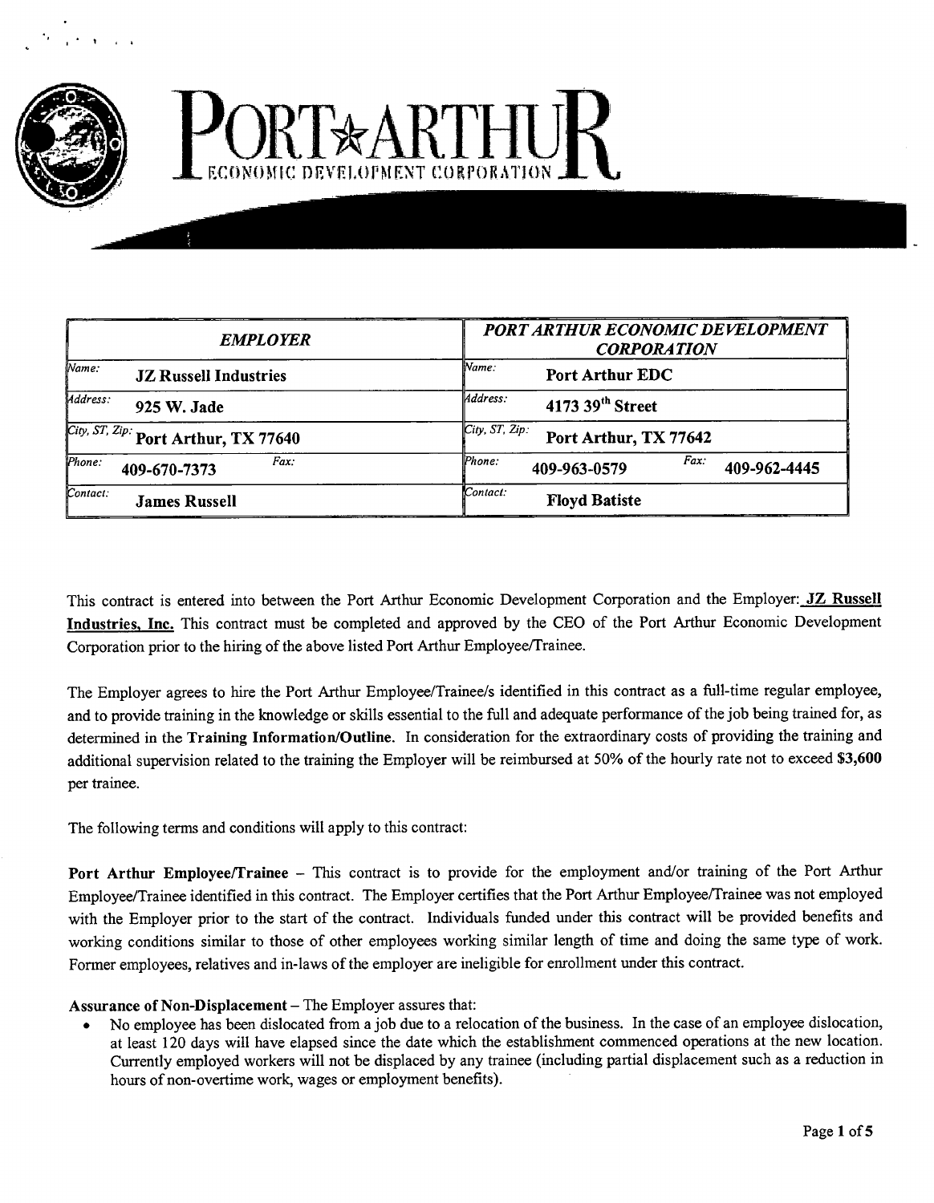# PORT ARTHUR ECONOMIC DEVELOPMENT CORPORATION

| *EMPLOYER* | | | *PORT ARTHUR ECONOMIC DEVELOPMENT CORPORATION* | | |
|---|---|---|---|---|---|
| *Name:* | **JZ Russell Industries** | | *Name:* | **Port Arthur EDC** | |
| *Address:* | **925 W. Jade** | | *Address:* | **4173 39th Street** | |
| *City, ST, Zip:* | **Port Arthur, TX 77640** | | *City, ST, Zip:* | **Port Arthur, TX 77642** | |
| *Phone:* | **409-670-7373** | *Fax:* | *Phone:* | **409-963-0579** | *Fax:* **409-962-4445** |
| *Contact:* | **James Russell** | | *Contact:* | **Floyd Batiste** | |

This contract is entered into between the Port Arthur Economic Development Corporation and the Employer: **JZ Russell Industries, Inc.** This contract must be completed and approved by the CEO of the Port Arthur Economic Development Corporation prior to the hiring of the above listed Port Arthur Employee/Trainee.

The Employer agrees to hire the Port Arthur Employee/Trainee/s identified in this contract as a full-time regular employee, and to provide training in the knowledge or skills essential to the full and adequate performance of the job being trained for, as determined in the **Training Information/Outline**. In consideration for the extraordinary costs of providing the training and additional supervision related to the training the Employer will be reimbursed at 50% of the hourly rate not to exceed **$3,600** per trainee.

The following terms and conditions will apply to this contract:

**Port Arthur Employee/Trainee** – This contract is to provide for the employment and/or training of the Port Arthur Employee/Trainee identified in this contract. The Employer certifies that the Port Arthur Employee/Trainee was not employed with the Employer prior to the start of the contract. Individuals funded under this contract will be provided benefits and working conditions similar to those of other employees working similar length of time and doing the same type of work. Former employees, relatives and in-laws of the employer are ineligible for enrollment under this contract.

**Assurance of Non-Displacement** – The Employer assures that:

- No employee has been dislocated from a job due to a relocation of the business. In the case of an employee dislocation, at least 120 days will have elapsed since the date which the establishment commenced operations at the new location. Currently employed workers will not be displaced by any trainee (including partial displacement such as a reduction in hours of non-overtime work, wages or employment benefits).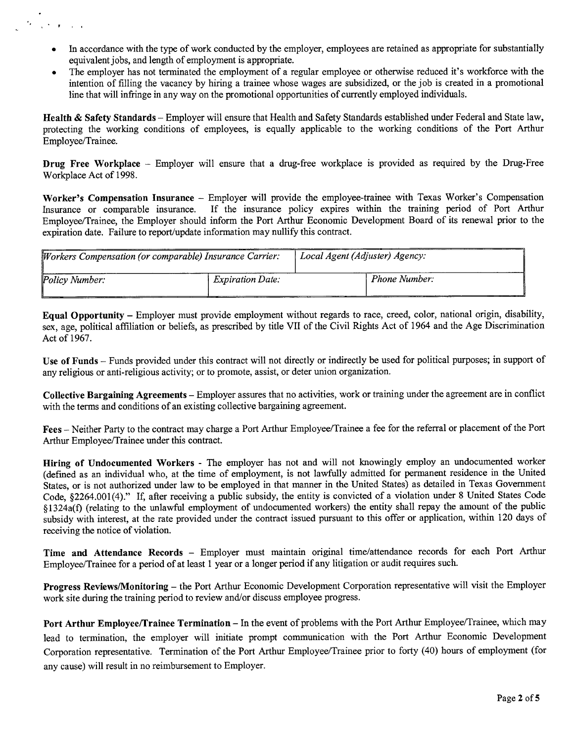- In accordance with the type of work conducted by the employer, employees are retained as appropriate for substantially equivalent jobs, and length of employment is appropriate.
- The employer has not terminated the employment of a regular employee or otherwise reduced it's workforce with the intention of filling the vacancy by hiring a trainee whose wages are subsidized, or the job is created in a promotional line that will infringe in any way on the promotional opportunities of currently employed individuals.

**Health & Safety Standards** – Employer will ensure that Health and Safety Standards established under Federal and State law, protecting the working conditions of employees, is equally applicable to the working conditions of the Port Arthur Employee/Trainee.

**Drug Free Workplace** – Employer will ensure that a drug-free workplace is provided as required by the Drug-Free Workplace Act of 1998.

**Worker's Compensation Insurance** – Employer will provide the employee-trainee with Texas Worker's Compensation Insurance or comparable insurance. If the insurance policy expires within the training period of Port Arthur Employee/Trainee, the Employer should inform the Port Arthur Economic Development Board of its renewal prior to the expiration date. Failure to report/update information may nullify this contract.

| *Workers Compensation (or comparable) Insurance Carrier:* | | *Local Agent (Adjuster) Agency:* | |
|---|---|---|---|
| *Policy Number:* | *Expiration Date:* | | *Phone Number:* |

**Equal Opportunity** – Employer must provide employment without regards to race, creed, color, national origin, disability, sex, age, political affiliation or beliefs, as prescribed by title VII of the Civil Rights Act of 1964 and the Age Discrimination Act of 1967.

**Use of Funds** – Funds provided under this contract will not directly or indirectly be used for political purposes; in support of any religious or anti-religious activity; or to promote, assist, or deter union organization.

**Collective Bargaining Agreements** – Employer assures that no activities, work or training under the agreement are in conflict with the terms and conditions of an existing collective bargaining agreement.

**Fees** – Neither Party to the contract may charge a Port Arthur Employee/Trainee a fee for the referral or placement of the Port Arthur Employee/Trainee under this contract.

**Hiring of Undocumented Workers** - The employer has not and will not knowingly employ an undocumented worker (defined as an individual who, at the time of employment, is not lawfully admitted for permanent residence in the United States, or is not authorized under law to be employed in that manner in the United States) as detailed in Texas Government Code, §2264.001(4)." If, after receiving a public subsidy, the entity is convicted of a violation under 8 United States Code §1324a(f) (relating to the unlawful employment of undocumented workers) the entity shall repay the amount of the public subsidy with interest, at the rate provided under the contract issued pursuant to this offer or application, within 120 days of receiving the notice of violation.

**Time and Attendance Records** – Employer must maintain original time/attendance records for each Port Arthur Employee/Trainee for a period of at least 1 year or a longer period if any litigation or audit requires such.

**Progress Reviews/Monitoring** – the Port Arthur Economic Development Corporation representative will visit the Employer work site during the training period to review and/or discuss employee progress.

**Port Arthur Employee/Trainee Termination** – In the event of problems with the Port Arthur Employee/Trainee, which may lead to termination, the employer will initiate prompt communication with the Port Arthur Economic Development Corporation representative. Termination of the Port Arthur Employee/Trainee prior to forty (40) hours of employment (for any cause) will result in no reimbursement to Employer.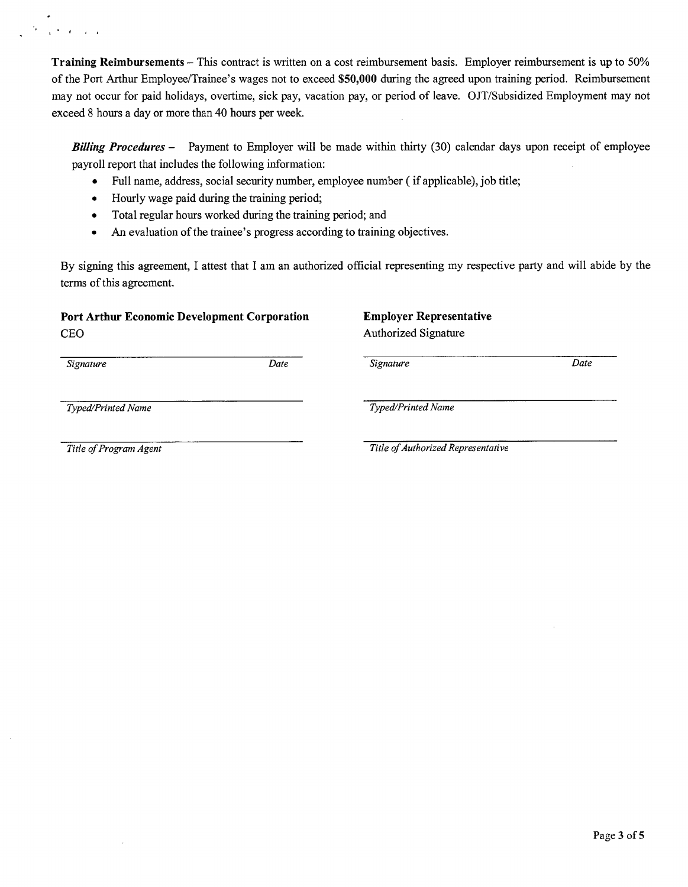**Training Reimbursements** – This contract is written on a cost reimbursement basis. Employer reimbursement is up to 50% of the Port Arthur Employee/Trainee's wages not to exceed **$50,000** during the agreed upon training period. Reimbursement may not occur for paid holidays, overtime, sick pay, vacation pay, or period of leave. OJT/Subsidized Employment may not exceed 8 hours a day or more than 40 hours per week.

***Billing Procedures*** – Payment to Employer will be made within thirty (30) calendar days upon receipt of employee payroll report that includes the following information:

- Full name, address, social security number, employee number ( if applicable), job title;
- Hourly wage paid during the training period;
- Total regular hours worked during the training period; and
- An evaluation of the trainee's progress according to training objectives.

By signing this agreement, I attest that I am an authorized official representing my respective party and will abide by the terms of this agreement.

**Port Arthur Economic Development Corporation**
CEO

_______________________________________
*Signature* *Date*

_______________________________________
*Typed/Printed Name*

_______________________________________
*Title of Program Agent*

**Employer Representative**
Authorized Signature

_______________________________________
*Signature* *Date*

_______________________________________
*Typed/Printed Name*

_______________________________________
*Title of Authorized Representative*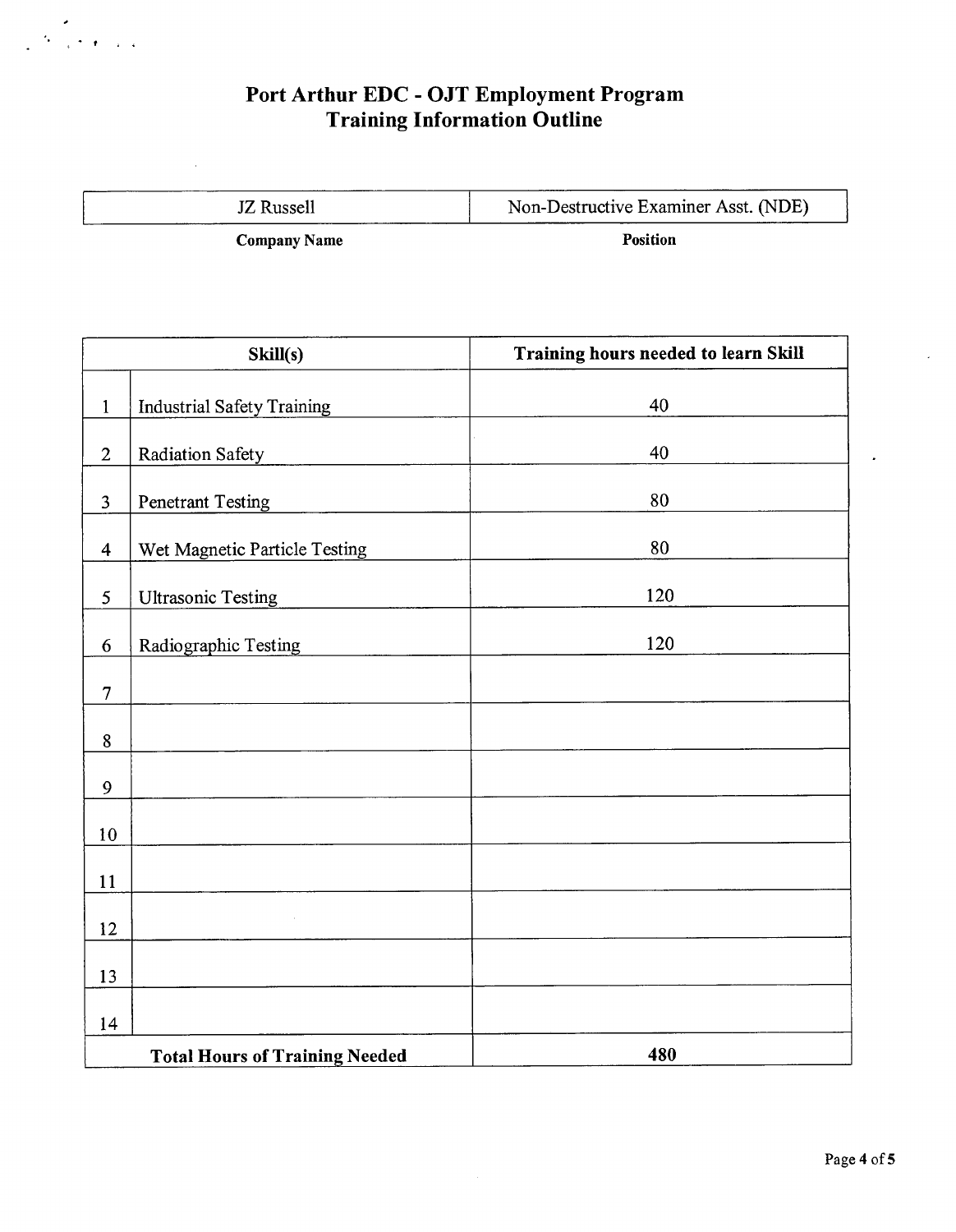# Port Arthur EDC - OJT Employment Program
## Training Information Outline

| JZ Russell | Non-Destructive Examiner Asst. (NDE) |
|---|---|
| **Company Name** | **Position** |

| | Skill(s) | Training hours needed to learn Skill |
|---|---|---|
| 1 | Industrial Safety Training | 40 |
| 2 | Radiation Safety | 40 |
| 3 | Penetrant Testing | 80 |
| 4 | Wet Magnetic Particle Testing | 80 |
| 5 | Ultrasonic Testing | 120 |
| 6 | Radiographic Testing | 120 |
| 7 | | |
| 8 | | |
| 9 | | |
| 10 | | |
| 11 | | |
| 12 | | |
| 13 | | |
| 14 | | |
| | **Total Hours of Training Needed** | **480** |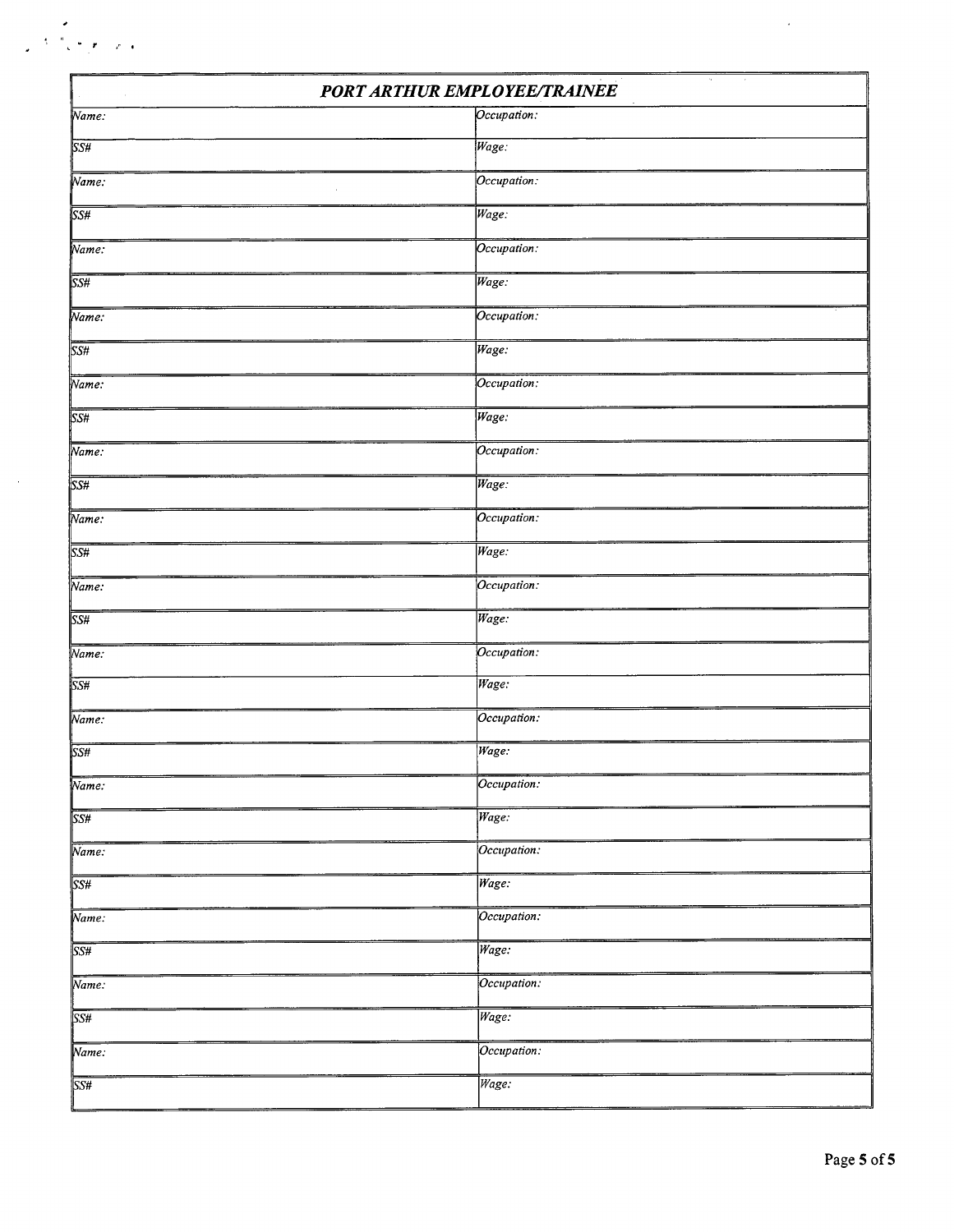| PORT ARTHUR EMPLOYEE/TRAINEE | |
|---|---|
| Name: | Occupation: |
| SS# | Wage: |
| Name: | Occupation: |
| SS# | Wage: |
| Name: | Occupation: |
| SS# | Wage: |
| Name: | Occupation: |
| SS# | Wage: |
| Name: | Occupation: |
| SS# | Wage: |
| Name: | Occupation: |
| SS# | Wage: |
| Name: | Occupation: |
| SS# | Wage: |
| Name: | Occupation: |
| SS# | Wage: |
| Name: | Occupation: |
| SS# | Wage: |
| Name: | Occupation: |
| SS# | Wage: |
| Name: | Occupation: |
| SS# | Wage: |
| Name: | Occupation: |
| SS# | Wage: |
| Name: | Occupation: |
| SS# | Wage: |
| Name: | Occupation: |
| SS# | Wage: |
| Name: | Occupation: |
| SS# | Wage: |
| Name: | Occupation: |
| SS# | Wage: |